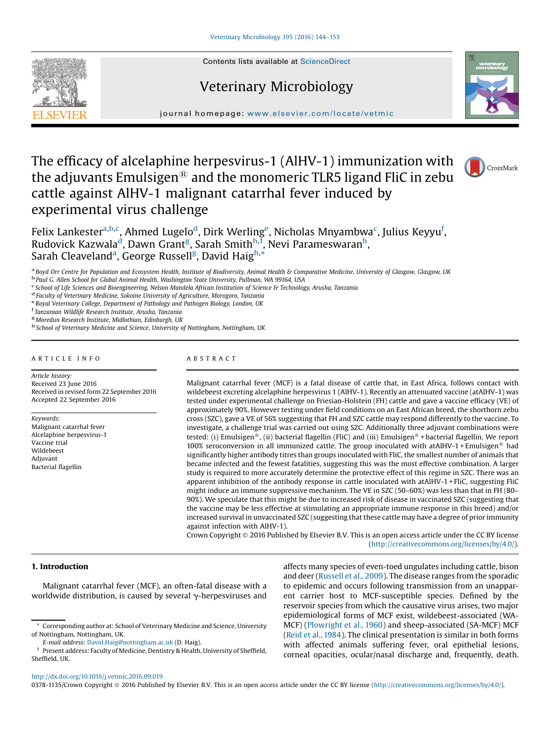# The efficacy of alcelaphine herpesvirus-1 (AlHV-1) immunization with the adjuvants Emulsigen® and the monomeric TLR5 ligand FliC in zebu cattle against AlHV-1 malignant catarrhal fever induced by experimental virus challenge

Felix Lankester[a,b,c], Ahmed Lugelo[d], Dirk Werling[e], Nicholas Mnyambwa[c], Julius Keyyu[f], Rudovick Kazwala[d], Dawn Grant[g], Sarah Smith[h,1], Nevi Parameswaran[h], Sarah Cleaveland[a], George Russell[g], David Haig[h,*]

[a] Boyd Orr Centre for Population and Ecosystem Health, Institute of Biodiversity, Animal Health & Comparative Medicine, University of Glasgow, Glasgow, UK
[b] Paul G. Allen School for Global Animal Health, Washington State University, Pullman, WA 99164, USA
[c] School of Life Sciences and Bioengineering, Nelson Mandela African Institution of Science & Technology, Arusha, Tanzania
[d] Faculty of Veterinary Medicine, Sokoine University of Agriculture, Morogoro, Tanzania
[e] Royal Veterinary College, Department of Pathology and Pathogen Biology, London, UK
[f] Tanzanian Wildlife Research Institute, Arusha, Tanzania
[g] Moredun Research Institute, Midlothian, Edinburgh, UK
[h] School of Veterinary Medicine and Science, University of Nottingham, Nottingham, UK

## ARTICLE INFO

*Article history:*
Received 23 June 2016
Received in revised form 22 September 2016
Accepted 22 September 2016

*Keywords:*
Malignant catarrhal fever
Alcelaphine herpesvirus-1
Vaccine trial
Wildebeest
Adjuvant
Bacterial flagellin

## ABSTRACT

Malignant catarrhal fever (MCF) is a fatal disease of cattle that, in East Africa, follows contact with wildebeest excreting alcelaphine herpesvirus 1 (AlHV-1). Recently an attenuated vaccine (atAlHV-1) was tested under experimental challenge on Friesian-Holstein (FH) cattle and gave a vaccine efficacy (VE) of approximately 90%. However testing under field conditions on an East African breed, the shorthorn zebu cross (SZC), gave a VE of 56% suggesting that FH and SZC cattle may respond differently to the vaccine. To investigate, a challenge trial was carried out using SZC. Additionally three adjuvant combinations were tested: (i) Emulsigen®, (ii) bacterial flagellin (FliC) and (iii) Emulsigen® + bacterial flagellin. We report 100% seroconversion in all immunized cattle. The group inoculated with atAlHV-1 + Emulsigen® had significantly higher antibody titres than groups inoculated with FliC, the smallest number of animals that became infected and the fewest fatalities, suggesting this was the most effective combination. A larger study is required to more accurately determine the protective effect of this regime in SZC. There was an apparent inhibition of the antibody response in cattle inoculated with atAlHV-1 + FliC, suggesting FliC might induce an immune suppressive mechanism. The VE in SZC (50–60%) was less than that in FH (80–90%). We speculate that this might be due to increased risk of disease in vaccinated SZC (suggesting that the vaccine may be less effective at stimulating an appropriate immune response in this breed) and/or increased survival in unvaccinated SZC (suggesting that these cattle may have a degree of prior immunity against infection with AlHV-1).

Crown Copyright © 2016 Published by Elsevier B.V. This is an open access article under the CC BY license (http://creativecommons.org/licenses/by/4.0/).

## 1. Introduction

Malignant catarrhal fever (MCF), an often-fatal disease with a worldwide distribution, is caused by several γ-herpesviruses and affects many species of even-toed ungulates including cattle, bison and deer (Russell et al., 2009). The disease ranges from the sporadic to epidemic and occurs following transmission from an unapparent carrier host to MCF-susceptible species. Defined by the reservoir species from which the causative virus arises, two major epidemiological forms of MCF exist, wildebeest-associated (WA-MCF) (Plowright et al., 1960) and sheep-associated (SA-MCF) MCF (Reid et al., 1984). The clinical presentation is similar in both forms with affected animals suffering fever, oral epithelial lesions, corneal opacities, ocular/nasal discharge and, frequently, death.

\* Corresponding author at: School of Veterinary Medicine and Science, University of Nottingham, Nottingham, UK.
E-mail address: David.Haig@nottingham.ac.uk (D. Haig).
[1] Present address: Faculty of Medicine, Dentistry & Health, University of Sheffield, Sheffield, UK.

http://dx.doi.org/10.1016/j.vetmic.2016.09.019
0378-1135/Crown Copyright © 2016 Published by Elsevier B.V. This is an open access article under the CC BY license (http://creativecommons.org/licenses/by/4.0/).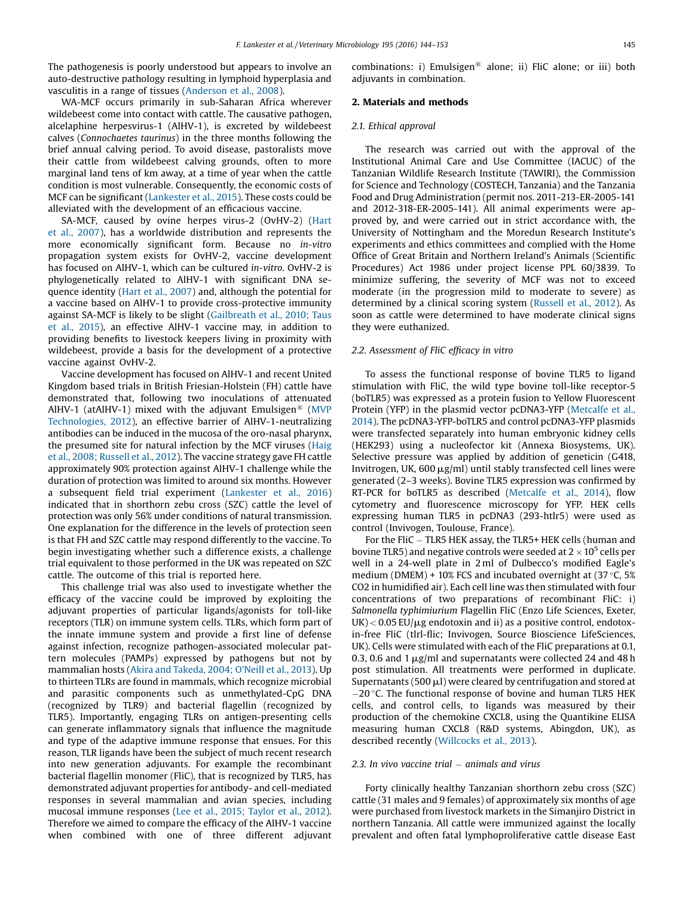The pathogenesis is poorly understood but appears to involve an auto-destructive pathology resulting in lymphoid hyperplasia and vasculitis in a range of tissues (Anderson et al., 2008).

WA-MCF occurs primarily in sub-Saharan Africa wherever wildebeest come into contact with cattle. The causative pathogen, alcelaphine herpesvirus-1 (AlHV-1), is excreted by wildebeest calves (*Connochaetes taurinus*) in the three months following the brief annual calving period. To avoid disease, pastoralists move their cattle from wildebeest calving grounds, often to more marginal land tens of km away, at a time of year when the cattle condition is most vulnerable. Consequently, the economic costs of MCF can be significant (Lankester et al., 2015). These costs could be alleviated with the development of an efficacious vaccine.

SA-MCF, caused by ovine herpes virus-2 (OvHV-2) (Hart et al., 2007), has a worldwide distribution and represents the more economically significant form. Because no *in-vitro* propagation system exists for OvHV-2, vaccine development has focused on AlHV-1, which can be cultured *in-vitro*. OvHV-2 is phylogenetically related to AlHV-1 with significant DNA sequence identity (Hart et al., 2007) and, although the potential for a vaccine based on AlHV-1 to provide cross-protective immunity against SA-MCF is likely to be slight (Gailbreath et al., 2010; Taus et al., 2015), an effective AlHV-1 vaccine may, in addition to providing benefits to livestock keepers living in proximity with wildebeest, provide a basis for the development of a protective vaccine against OvHV-2.

Vaccine development has focused on AlHV-1 and recent United Kingdom based trials in British Friesian-Holstein (FH) cattle have demonstrated that, following two inoculations of attenuated AlHV-1 (atAlHV-1) mixed with the adjuvant Emulsigen® (MVP Technologies, 2012), an effective barrier of AlHV-1-neutralizing antibodies can be induced in the mucosa of the oro-nasal pharynx, the presumed site for natural infection by the MCF viruses (Haig et al., 2008; Russell et al., 2012). The vaccine strategy gave FH cattle approximately 90% protection against AlHV-1 challenge while the duration of protection was limited to around six months. However a subsequent field trial experiment (Lankester et al., 2016) indicated that in shorthorn zebu cross (SZC) cattle the level of protection was only 56% under conditions of natural transmission. One explanation for the difference in the levels of protection seen is that FH and SZC cattle may respond differently to the vaccine. To begin investigating whether such a difference exists, a challenge trial equivalent to those performed in the UK was repeated on SZC cattle. The outcome of this trial is reported here.

This challenge trial was also used to investigate whether the efficacy of the vaccine could be improved by exploiting the adjuvant properties of particular ligands/agonists for toll-like receptors (TLR) on immune system cells. TLRs, which form part of the innate immune system and provide a first line of defense against infection, recognize pathogen-associated molecular pattern molecules (PAMPs) expressed by pathogens but not by mammalian hosts (Akira and Takeda, 2004; O'Neill et al., 2013). Up to thirteen TLRs are found in mammals, which recognize microbial and parasitic components such as unmethylated-CpG DNA (recognized by TLR9) and bacterial flagellin (recognized by TLR5). Importantly, engaging TLRs on antigen-presenting cells can generate inflammatory signals that influence the magnitude and type of the adaptive immune response that ensues. For this reason, TLR ligands have been the subject of much recent research into new generation adjuvants. For example the recombinant bacterial flagellin monomer (FliC), that is recognized by TLR5, has demonstrated adjuvant properties for antibody- and cell-mediated responses in several mammalian and avian species, including mucosal immune responses (Lee et al., 2015; Taylor et al., 2012). Therefore we aimed to compare the efficacy of the AlHV-1 vaccine when combined with one of three different adjuvant combinations: i) Emulsigen® alone; ii) FliC alone; or iii) both adjuvants in combination.

## 2. Materials and methods

### 2.1. Ethical approval

The research was carried out with the approval of the Institutional Animal Care and Use Committee (IACUC) of the Tanzanian Wildlife Research Institute (TAWIRI), the Commission for Science and Technology (COSTECH, Tanzania) and the Tanzania Food and Drug Administration (permit nos. 2011-213-ER-2005-141 and 2012-318-ER-2005-141). All animal experiments were approved by, and were carried out in strict accordance with, the University of Nottingham and the Moredun Research Institute's experiments and ethics committees and complied with the Home Office of Great Britain and Northern Ireland's Animals (Scientific Procedures) Act 1986 under project license PPL 60/3839. To minimize suffering, the severity of MCF was not to exceed moderate (in the progression mild to moderate to severe) as determined by a clinical scoring system (Russell et al., 2012). As soon as cattle were determined to have moderate clinical signs they were euthanized.

### 2.2. Assessment of FliC efficacy in vitro

To assess the functional response of bovine TLR5 to ligand stimulation with FliC, the wild type bovine toll-like receptor-5 (boTLR5) was expressed as a protein fusion to Yellow Fluorescent Protein (YFP) in the plasmid vector pcDNA3-YFP (Metcalfe et al., 2014). The pcDNA3-YFP-boTLR5 and control pcDNA3-YFP plasmids were transfected separately into human embryonic kidney cells (HEK293) using a nucleofector kit (Annexa Biosystems, UK). Selective pressure was applied by addition of geneticin (G418, Invitrogen, UK, 600 μg/ml) until stably transfected cell lines were generated (2–3 weeks). Bovine TLR5 expression was confirmed by RT-PCR for boTLR5 as described (Metcalfe et al., 2014), flow cytometry and fluorescence microscopy for YFP. HEK cells expressing human TLR5 in pcDNA3 (293-htlr5) were used as control (Invivogen, Toulouse, France).

For the FliC – TLR5 HEK assay, the TLR5+ HEK cells (human and bovine TLR5) and negative controls were seeded at $2 \times 10^5$ cells per well in a 24-well plate in 2 ml of Dulbecco's modified Eagle's medium (DMEM) + 10% FCS and incubated overnight at (37 °C, 5% CO2 in humidified air). Each cell line was then stimulated with four concentrations of two preparations of recombinant FliC: i) *Salmonella typhimiurium* Flagellin FliC (Enzo Life Sciences, Exeter, UK) < 0.05 EU/μg endotoxin and ii) as a positive control, endotoxin-free FliC (tlrl-flic; Invivogen, Source Bioscience LifeSciences, UK). Cells were stimulated with each of the FliC preparations at 0.1, 0.3, 0.6 and 1 μg/ml and supernatants were collected 24 and 48 h post stimulation. All treatments were performed in duplicate. Supernatants (500 μl) were cleared by centrifugation and stored at −20 °C. The functional response of bovine and human TLR5 HEK cells, and control cells, to ligands was measured by their production of the chemokine CXCL8, using the Quantikine ELISA measuring human CXCL8 (R&D systems, Abingdon, UK), as described recently (Willcocks et al., 2013).

### 2.3. In vivo vaccine trial – animals and virus

Forty clinically healthy Tanzanian shorthorn zebu cross (SZC) cattle (31 males and 9 females) of approximately six months of age were purchased from livestock markets in the Simanjiro District in northern Tanzania. All cattle were immunized against the locally prevalent and often fatal lymphoproliferative cattle disease East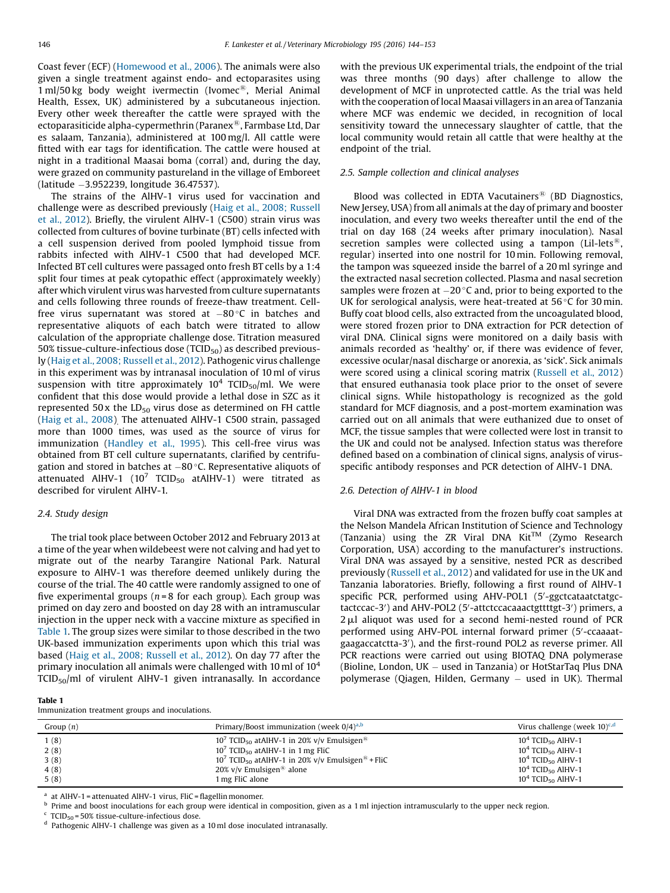Coast fever (ECF) (Homewood et al., 2006). The animals were also given a single treatment against endo- and ectoparasites using 1 ml/50 kg body weight ivermectin (Ivomec®, Merial Animal Health, Essex, UK) administered by a subcutaneous injection. Every other week thereafter the cattle were sprayed with the ectoparasiticide alpha-cypermethrin (Paranex®, Farmbase Ltd, Dar es salaam, Tanzania), administered at 100 mg/l. All cattle were fitted with ear tags for identification. The cattle were housed at night in a traditional Maasai boma (corral) and, during the day, were grazed on community pastureland in the village of Emboreet (latitude −3.952239, longitude 36.47537).

The strains of the AlHV-1 virus used for vaccination and challenge were as described previously (Haig et al., 2008; Russell et al., 2012). Briefly, the virulent AlHV-1 (C500) strain virus was collected from cultures of bovine turbinate (BT) cells infected with a cell suspension derived from pooled lymphoid tissue from rabbits infected with AlHV-1 C500 that had developed MCF. Infected BT cell cultures were passaged onto fresh BT cells by a 1:4 split four times at peak cytopathic effect (approximately weekly) after which virulent virus was harvested from culture supernatants and cells following three rounds of freeze-thaw treatment. Cell-free virus supernatant was stored at −80 °C in batches and representative aliquots of each batch were titrated to allow calculation of the appropriate challenge dose. Titration measured 50% tissue-culture-infectious dose ($TCID_{50}$) as described previously (Haig et al., 2008; Russell et al., 2012). Pathogenic virus challenge in this experiment was by intranasal inoculation of 10 ml of virus suspension with titre approximately $10^4$ $TCID_{50}$/ml. We were confident that this dose would provide a lethal dose in SZC as it represented 50 x the $LD_{50}$ virus dose as determined on FH cattle (Haig et al., 2008). The attenuated AlHV-1 C500 strain, passaged more than 1000 times, was used as the source of virus for immunization (Handley et al., 1995). This cell-free virus was obtained from BT cell culture supernatants, clarified by centrifugation and stored in batches at −80 °C. Representative aliquots of attenuated AlHV-1 ($10^7$ $TCID_{50}$ atAlHV-1) were titrated as described for virulent AlHV-1.

### 2.4. Study design

The trial took place between October 2012 and February 2013 at a time of the year when wildebeest were not calving and had yet to migrate out of the nearby Tarangire National Park. Natural exposure to AlHV-1 was therefore deemed unlikely during the course of the trial. The 40 cattle were randomly assigned to one of five experimental groups ($n$ = 8 for each group). Each group was primed on day zero and boosted on day 28 with an intramuscular injection in the upper neck with a vaccine mixture as specified in Table 1. The group sizes were similar to those described in the two UK-based immunization experiments upon which this trial was based (Haig et al., 2008; Russell et al., 2012). On day 77 after the primary inoculation all animals were challenged with 10 ml of $10^4$ $TCID_{50}$/ml of virulent AlHV-1 given intranasally. In accordance with the previous UK experimental trials, the endpoint of the trial was three months (90 days) after challenge to allow the development of MCF in unprotected cattle. As the trial was held with the cooperation of local Maasai villagers in an area of Tanzania where MCF was endemic we decided, in recognition of local sensitivity toward the unnecessary slaughter of cattle, that the local community would retain all cattle that were healthy at the endpoint of the trial.

### 2.5. Sample collection and clinical analyses

Blood was collected in EDTA Vacutainers® (BD Diagnostics, New Jersey, USA) from all animals at the day of primary and booster inoculation, and every two weeks thereafter until the end of the trial on day 168 (24 weeks after primary inoculation). Nasal secretion samples were collected using a tampon (Lil-lets®, regular) inserted into one nostril for 10 min. Following removal, the tampon was squeezed inside the barrel of a 20 ml syringe and the extracted nasal secretion collected. Plasma and nasal secretion samples were frozen at −20 °C and, prior to being exported to the UK for serological analysis, were heat-treated at 56 °C for 30 min. Buffy coat blood cells, also extracted from the uncoagulated blood, were stored frozen prior to DNA extraction for PCR detection of viral DNA. Clinical signs were monitored on a daily basis with animals recorded as 'healthy' or, if there was evidence of fever, excessive ocular/nasal discharge or anorexia, as 'sick'. Sick animals were scored using a clinical scoring matrix (Russell et al., 2012) that ensured euthanasia took place prior to the onset of severe clinical signs. While histopathology is recognized as the gold standard for MCF diagnosis, and a post-mortem examination was carried out on all animals that were euthanized due to onset of MCF, the tissue samples that were collected were lost in transit to the UK and could not be analysed. Infection status was therefore defined based on a combination of clinical signs, analysis of virus-specific antibody responses and PCR detection of AlHV-1 DNA.

### 2.6. Detection of AlHV-1 in blood

Viral DNA was extracted from the frozen buffy coat samples at the Nelson Mandela African Institution of Science and Technology (Tanzania) using the ZR Viral DNA Kit™ (Zymo Research Corporation, USA) according to the manufacturer's instructions. Viral DNA was assayed by a sensitive, nested PCR as described previously (Russell et al., 2012) and validated for use in the UK and Tanzania laboratories. Briefly, following a first round of AlHV-1 specific PCR, performed using AHV-POL1 (5′-ggctcataatctatgctactccac-3′) and AHV-POL2 (5′-attctccacaaactgttttgt-3′) primers, a 2 µl aliquot was used for a second hemi-nested round of PCR performed using AHV-POL internal forward primer (5′-ccaaaatgaagaccatctta-3′), and the first-round POL2 as reverse primer. All PCR reactions were carried out using BIOTAQ DNA polymerase (Bioline, London, UK – used in Tanzania) or HotStarTaq Plus DNA polymerase (Qiagen, Hilden, Germany – used in UK). Thermal

**Table 1**
Immunization treatment groups and inoculations.

| Group ($n$) | Primary/Boost immunization (week 0/4)[a,b] | Virus challenge (week 10)[c,d] |
| --- | --- | --- |
| 1 (8) | $10^7$ $TCID_{50}$ atAlHV-1 in 20% v/v Emulsigen® | $10^4$ $TCID_{50}$ AlHV-1 |
| 2 (8) | $10^7$ $TCID_{50}$ atAlHV-1 in 1 mg FliC | $10^4$ $TCID_{50}$ AlHV-1 |
| 3 (8) | $10^7$ $TCID_{50}$ atAlHV-1 in 20% v/v Emulsigen® + FliC | $10^4$ $TCID_{50}$ AlHV-1 |
| 4 (8) | 20% v/v Emulsigen® alone | $10^4$ $TCID_{50}$ AlHV-1 |
| 5 (8) | 1 mg FliC alone | $10^4$ $TCID_{50}$ AlHV-1 |

[a] at AlHV-1 = attenuated AlHV-1 virus, FliC = flagellin monomer.
[b] Prime and boost inoculations for each group were identical in composition, given as a 1 ml injection intramuscularly to the upper neck region.
[c] $TCID_{50}$ = 50% tissue-culture-infectious dose.
[d] Pathogenic AlHV-1 challenge was given as a 10 ml dose inoculated intranasally.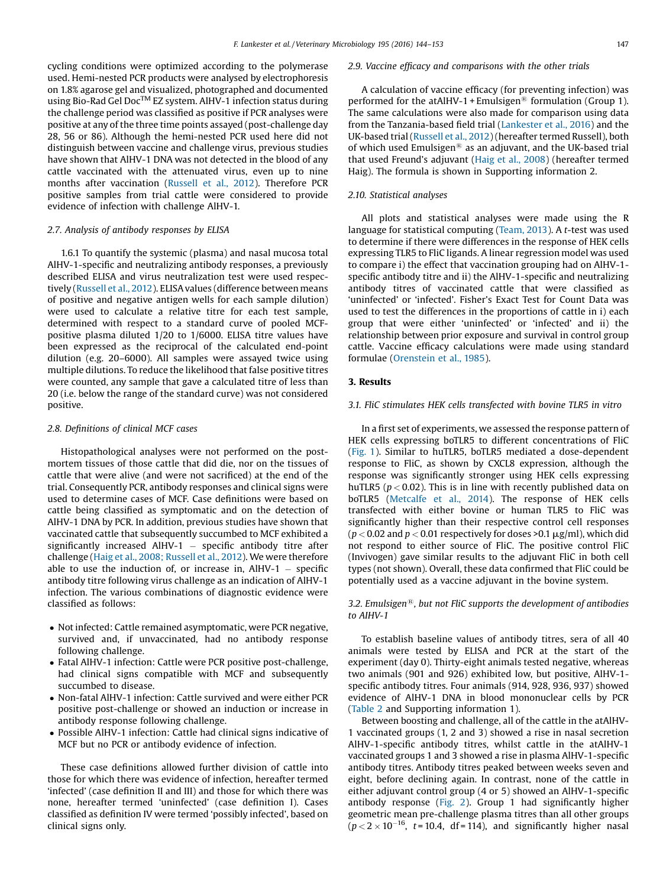cycling conditions were optimized according to the polymerase used. Hemi-nested PCR products were analysed by electrophoresis on 1.8% agarose gel and visualized, photographed and documented using Bio-Rad Gel Doc™ EZ system. AlHV-1 infection status during the challenge period was classified as positive if PCR analyses were positive at any of the three time points assayed (post-challenge day 28, 56 or 86). Although the hemi-nested PCR used here did not distinguish between vaccine and challenge virus, previous studies have shown that AlHV-1 DNA was not detected in the blood of any cattle vaccinated with the attenuated virus, even up to nine months after vaccination (Russell et al., 2012). Therefore PCR positive samples from trial cattle were considered to provide evidence of infection with challenge AlHV-1.

### 2.7. Analysis of antibody responses by ELISA

1.6.1 To quantify the systemic (plasma) and nasal mucosa total AlHV-1-specific and neutralizing antibody responses, a previously described ELISA and virus neutralization test were used respectively (Russell et al., 2012). ELISA values (difference between means of positive and negative antigen wells for each sample dilution) were used to calculate a relative titre for each test sample, determined with respect to a standard curve of pooled MCF-positive plasma diluted 1/20 to 1/6000. ELISA titre values have been expressed as the reciprocal of the calculated end-point dilution (e.g. 20–6000). All samples were assayed twice using multiple dilutions. To reduce the likelihood that false positive titres were counted, any sample that gave a calculated titre of less than 20 (i.e. below the range of the standard curve) was not considered positive.

### 2.8. Definitions of clinical MCF cases

Histopathological analyses were not performed on the post-mortem tissues of those cattle that did die, nor on the tissues of cattle that were alive (and were not sacrificed) at the end of the trial. Consequently PCR, antibody responses and clinical signs were used to determine cases of MCF. Case definitions were based on cattle being classified as symptomatic and on the detection of AlHV-1 DNA by PCR. In addition, previous studies have shown that vaccinated cattle that subsequently succumbed to MCF exhibited a significantly increased AlHV-1 – specific antibody titre after challenge (Haig et al., 2008; Russell et al., 2012). We were therefore able to use the induction of, or increase in, AlHV-1 – specific antibody titre following virus challenge as an indication of AlHV-1 infection. The various combinations of diagnostic evidence were classified as follows:

- Not infected: Cattle remained asymptomatic, were PCR negative, survived and, if unvaccinated, had no antibody response following challenge.
- Fatal AlHV-1 infection: Cattle were PCR positive post-challenge, had clinical signs compatible with MCF and subsequently succumbed to disease.
- Non-fatal AlHV-1 infection: Cattle survived and were either PCR positive post-challenge or showed an induction or increase in antibody response following challenge.
- Possible AlHV-1 infection: Cattle had clinical signs indicative of MCF but no PCR or antibody evidence of infection.

These case definitions allowed further division of cattle into those for which there was evidence of infection, hereafter termed 'infected' (case definition II and III) and those for which there was none, hereafter termed 'uninfected' (case definition I). Cases classified as definition IV were termed 'possibly infected', based on clinical signs only.

### 2.9. Vaccine efficacy and comparisons with the other trials

A calculation of vaccine efficacy (for preventing infection) was performed for the atAlHV-1 + Emulsigen® formulation (Group 1). The same calculations were also made for comparison using data from the Tanzania-based field trial (Lankester et al., 2016) and the UK-based trial (Russell et al., 2012) (hereafter termed Russell), both of which used Emulsigen® as an adjuvant, and the UK-based trial that used Freund's adjuvant (Haig et al., 2008) (hereafter termed Haig). The formula is shown in Supporting information 2.

### 2.10. Statistical analyses

All plots and statistical analyses were made using the R language for statistical computing (Team, 2013). A *t*-test was used to determine if there were differences in the response of HEK cells expressing TLR5 to FliC ligands. A linear regression model was used to compare i) the effect that vaccination grouping had on AlHV-1-specific antibody titre and ii) the AlHV-1-specific and neutralizing antibody titres of vaccinated cattle that were classified as 'uninfected' or 'infected'. Fisher's Exact Test for Count Data was used to test the differences in the proportions of cattle in i) each group that were either 'uninfected' or 'infected' and ii) the relationship between prior exposure and survival in control group cattle. Vaccine efficacy calculations were made using standard formulae (Orenstein et al., 1985).

## 3. Results

### 3.1. FliC stimulates HEK cells transfected with bovine TLR5 in vitro

In a first set of experiments, we assessed the response pattern of HEK cells expressing boTLR5 to different concentrations of FliC (Fig. 1). Similar to huTLR5, boTLR5 mediated a dose-dependent response to FliC, as shown by CXCL8 expression, although the response was significantly stronger using HEK cells expressing huTLR5 ($p < 0.02$). This is in line with recently published data on boTLR5 (Metcalfe et al., 2014). The response of HEK cells transfected with either bovine or human TLR5 to FliC was significantly higher than their respective control cell responses ($p < 0.02$ and $p < 0.01$ respectively for doses >0.1 μg/ml), which did not respond to either source of FliC. The positive control FliC (Invivogen) gave similar results to the adjuvant FliC in both cell types (not shown). Overall, these data confirmed that FliC could be potentially used as a vaccine adjuvant in the bovine system.

### 3.2. Emulsigen®, but not FliC supports the development of antibodies to AlHV-1

To establish baseline values of antibody titres, sera of all 40 animals were tested by ELISA and PCR at the start of the experiment (day 0). Thirty-eight animals tested negative, whereas two animals (901 and 926) exhibited low, but positive, AlHV-1-specific antibody titres. Four animals (914, 928, 936, 937) showed evidence of AlHV-1 DNA in blood mononuclear cells by PCR (Table 2 and Supporting information 1).

Between boosting and challenge, all of the cattle in the atAlHV-1 vaccinated groups (1, 2 and 3) showed a rise in nasal secretion AlHV-1-specific antibody titres, whilst cattle in the atAlHV-1 vaccinated groups 1 and 3 showed a rise in plasma AlHV-1-specific antibody titres. Antibody titres peaked between weeks seven and eight, before declining again. In contrast, none of the cattle in either adjuvant control group (4 or 5) showed an AlHV-1-specific antibody response (Fig. 2). Group 1 had significantly higher geometric mean pre-challenge plasma titres than all other groups ($p < 2 \times 10^{-16}$, $t = 10.4$, $df = 114$), and significantly higher nasal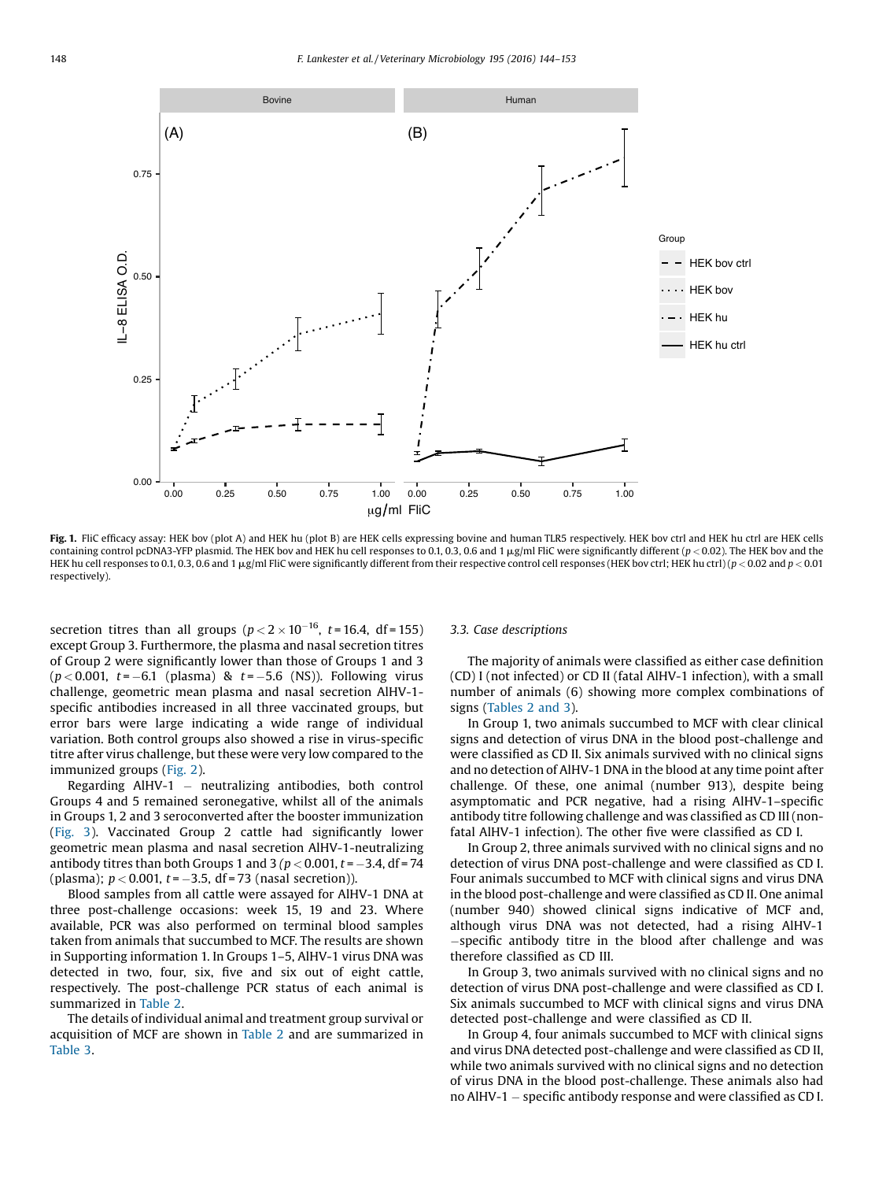**Fig. 1.** FliC efficacy assay: HEK bov (plot A) and HEK hu (plot B) are HEK cells expressing bovine and human TLR5 respectively. HEK bov ctrl and HEK hu ctrl are HEK cells containing control pcDNA3-YFP plasmid. The HEK bov and HEK hu cell responses to 0.1, 0.3, 0.6 and 1 μg/ml FliC were significantly different ($p < 0.02$). The HEK bov and the HEK hu cell responses to 0.1, 0.3, 0.6 and 1 μg/ml FliC were significantly different from their respective control cell responses (HEK bov ctrl; HEK hu ctrl) ($p < 0.02$ and $p < 0.01$ respectively).

secretion titres than all groups ($p < 2 \times 10^{-16}$, $t = 16.4$, df = 155) except Group 3. Furthermore, the plasma and nasal secretion titres of Group 2 were significantly lower than those of Groups 1 and 3 ($p < 0.001$, $t = -6.1$ (plasma) & $t = -5.6$ (NS)). Following virus challenge, geometric mean plasma and nasal secretion AlHV-1-specific antibodies increased in all three vaccinated groups, but error bars were large indicating a wide range of individual variation. Both control groups also showed a rise in virus-specific titre after virus challenge, but these were very low compared to the immunized groups (Fig. 2).

Regarding AlHV-1 – neutralizing antibodies, both control Groups 4 and 5 remained seronegative, whilst all of the animals in Groups 1, 2 and 3 seroconverted after the booster immunization (Fig. 3). Vaccinated Group 2 cattle had significantly lower geometric mean plasma and nasal secretion AlHV-1-neutralizing antibody titres than both Groups 1 and 3 ($p < 0.001$, $t = -3.4$, df = 74 (plasma); $p < 0.001$, $t = -3.5$, df = 73 (nasal secretion)).

Blood samples from all cattle were assayed for AlHV-1 DNA at three post-challenge occasions: week 15, 19 and 23. Where available, PCR was also performed on terminal blood samples taken from animals that succumbed to MCF. The results are shown in Supporting information 1. In Groups 1–5, AlHV-1 virus DNA was detected in two, four, six, five and six out of eight cattle, respectively. The post-challenge PCR status of each animal is summarized in Table 2.

The details of individual animal and treatment group survival or acquisition of MCF are shown in Table 2 and are summarized in Table 3.

### 3.3. Case descriptions

The majority of animals were classified as either case definition (CD) I (not infected) or CD II (fatal AlHV-1 infection), with a small number of animals (6) showing more complex combinations of signs (Tables 2 and 3).

In Group 1, two animals succumbed to MCF with clear clinical signs and detection of virus DNA in the blood post-challenge and were classified as CD II. Six animals survived with no clinical signs and no detection of AlHV-1 DNA in the blood at any time point after challenge. Of these, one animal (number 913), despite being asymptomatic and PCR negative, had a rising AlHV-1–specific antibody titre following challenge and was classified as CD III (non-fatal AlHV-1 infection). The other five were classified as CD I.

In Group 2, three animals survived with no clinical signs and no detection of virus DNA post-challenge and were classified as CD I. Four animals succumbed to MCF with clinical signs and virus DNA in the blood post-challenge and were classified as CD II. One animal (number 940) showed clinical signs indicative of MCF and, although virus DNA was not detected, had a rising AlHV-1 –specific antibody titre in the blood after challenge and was therefore classified as CD III.

In Group 3, two animals survived with no clinical signs and no detection of virus DNA post-challenge and were classified as CD I. Six animals succumbed to MCF with clinical signs and virus DNA detected post-challenge and were classified as CD II.

In Group 4, four animals succumbed to MCF with clinical signs and virus DNA detected post-challenge and were classified as CD II, while two animals survived with no clinical signs and no detection of virus DNA in the blood post-challenge. These animals also had no AlHV-1 – specific antibody response and were classified as CD I.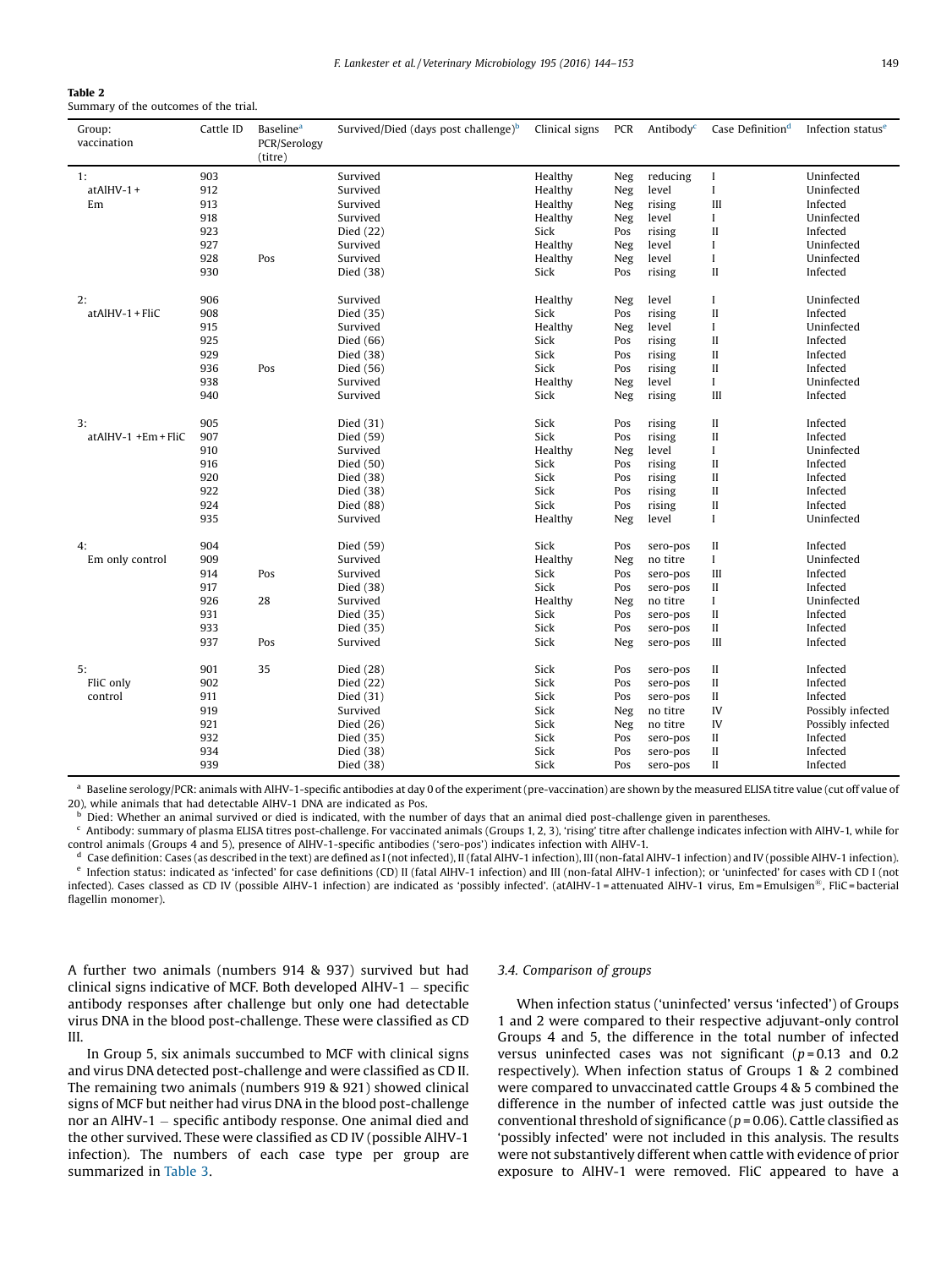**Table 2**
Summary of the outcomes of the trial.

| Group: vaccination | Cattle ID | Baseline[a] PCR/Serology (titre) | Survived/Died (days post challenge)[b] | Clinical signs | PCR | Antibody[c] | Case Definition[d] | Infection status[e] |
|---|---|---|---|---|---|---|---|---|
| 1: | 903 | | Survived | Healthy | Neg | reducing | I | Uninfected |
| atAlHV-1 + | 912 | | Survived | Healthy | Neg | level | I | Uninfected |
| Em | 913 | | Survived | Healthy | Neg | rising | III | Infected |
| | 918 | | Survived | Healthy | Neg | level | I | Uninfected |
| | 923 | | Died (22) | Sick | Pos | rising | II | Infected |
| | 927 | | Survived | Healthy | Neg | level | I | Uninfected |
| | 928 | Pos | Survived | Healthy | Neg | level | I | Uninfected |
| | 930 | | Died (38) | Sick | Pos | rising | II | Infected |
| 2: | 906 | | Survived | Healthy | Neg | level | I | Uninfected |
| atAlHV-1 + FliC | 908 | | Died (35) | Sick | Pos | rising | II | Infected |
| | 915 | | Survived | Healthy | Neg | level | I | Uninfected |
| | 925 | | Died (66) | Sick | Pos | rising | II | Infected |
| | 929 | | Died (38) | Sick | Pos | rising | II | Infected |
| | 936 | Pos | Died (56) | Sick | Pos | rising | II | Infected |
| | 938 | | Survived | Healthy | Neg | level | I | Uninfected |
| | 940 | | Survived | Sick | Neg | rising | III | Infected |
| 3: | 905 | | Died (31) | Sick | Pos | rising | II | Infected |
| atAlHV-1 +Em + FliC | 907 | | Died (59) | Sick | Pos | rising | II | Infected |
| | 910 | | Survived | Healthy | Neg | level | I | Uninfected |
| | 916 | | Died (50) | Sick | Pos | rising | II | Infected |
| | 920 | | Died (38) | Sick | Pos | rising | II | Infected |
| | 922 | | Died (38) | Sick | Pos | rising | II | Infected |
| | 924 | | Died (88) | Sick | Pos | rising | II | Infected |
| | 935 | | Survived | Healthy | Neg | level | I | Uninfected |
| 4: | 904 | | Died (59) | Sick | Pos | sero-pos | II | Infected |
| Em only control | 909 | | Survived | Healthy | Neg | no titre | I | Uninfected |
| | 914 | Pos | Survived | Sick | Pos | sero-pos | III | Infected |
| | 917 | | Died (38) | Sick | Pos | sero-pos | II | Infected |
| | 926 | 28 | Survived | Healthy | Neg | no titre | I | Uninfected |
| | 931 | | Died (35) | Sick | Pos | sero-pos | II | Infected |
| | 933 | | Died (35) | Sick | Pos | sero-pos | II | Infected |
| | 937 | Pos | Survived | Sick | Neg | sero-pos | III | Infected |
| 5: | 901 | 35 | Died (28) | Sick | Pos | sero-pos | II | Infected |
| FliC only | 902 | | Died (22) | Sick | Pos | sero-pos | II | Infected |
| control | 911 | | Died (31) | Sick | Pos | sero-pos | II | Infected |
| | 919 | | Survived | Sick | Neg | no titre | IV | Possibly infected |
| | 921 | | Died (26) | Sick | Neg | no titre | IV | Possibly infected |
| | 932 | | Died (35) | Sick | Pos | sero-pos | II | Infected |
| | 934 | | Died (38) | Sick | Pos | sero-pos | II | Infected |
| | 939 | | Died (38) | Sick | Pos | sero-pos | II | Infected |

[a] Baseline serology/PCR: animals with AlHV-1-specific antibodies at day 0 of the experiment (pre-vaccination) are shown by the measured ELISA titre value (cut off value of 20), while animals that had detectable AlHV-1 DNA are indicated as Pos.
[b] Died: Whether an animal survived or died is indicated, with the number of days that an animal died post-challenge given in parentheses.
[c] Antibody: summary of plasma ELISA titres post-challenge. For vaccinated animals (Groups 1, 2, 3), 'rising' titre after challenge indicates infection with AlHV-1, while for control animals (Groups 4 and 5), presence of AlHV-1-specific antibodies ('sero-pos') indicates infection with AlHV-1.
[d] Case definition: Cases (as described in the text) are defined as I (not infected), II (fatal AlHV-1 infection), III (non-fatal AlHV-1 infection) and IV (possible AlHV-1 infection).
[e] Infection status: indicated as 'infected' for case definitions (CD) II (fatal AlHV-1 infection) and III (non-fatal AlHV-1 infection); or 'uninfected' for cases with CD I (not infected). Cases classed as CD IV (possible AlHV-1 infection) are indicated as 'possibly infected'. (atAlHV-1 = attenuated AlHV-1 virus, Em = Emulsigen®, FliC = bacterial flagellin monomer).

A further two animals (numbers 914 & 937) survived but had clinical signs indicative of MCF. Both developed AlHV-1 – specific antibody responses after challenge but only one had detectable virus DNA in the blood post-challenge. These were classified as CD III.

In Group 5, six animals succumbed to MCF with clinical signs and virus DNA detected post-challenge and were classified as CD II. The remaining two animals (numbers 919 & 921) showed clinical signs of MCF but neither had virus DNA in the blood post-challenge nor an AlHV-1 – specific antibody response. One animal died and the other survived. These were classified as CD IV (possible AlHV-1 infection). The numbers of each case type per group are summarized in Table 3.

### 3.4. Comparison of groups

When infection status ('uninfected' versus 'infected') of Groups 1 and 2 were compared to their respective adjuvant-only control Groups 4 and 5, the difference in the total number of infected versus uninfected cases was not significant ($p = 0.13$ and 0.2 respectively). When infection status of Groups 1 & 2 combined were compared to unvaccinated cattle Groups 4 & 5 combined the difference in the number of infected cattle was just outside the conventional threshold of significance ($p = 0.06$). Cattle classified as 'possibly infected' were not included in this analysis. The results were not substantively different when cattle with evidence of prior exposure to AlHV-1 were removed. FliC appeared to have a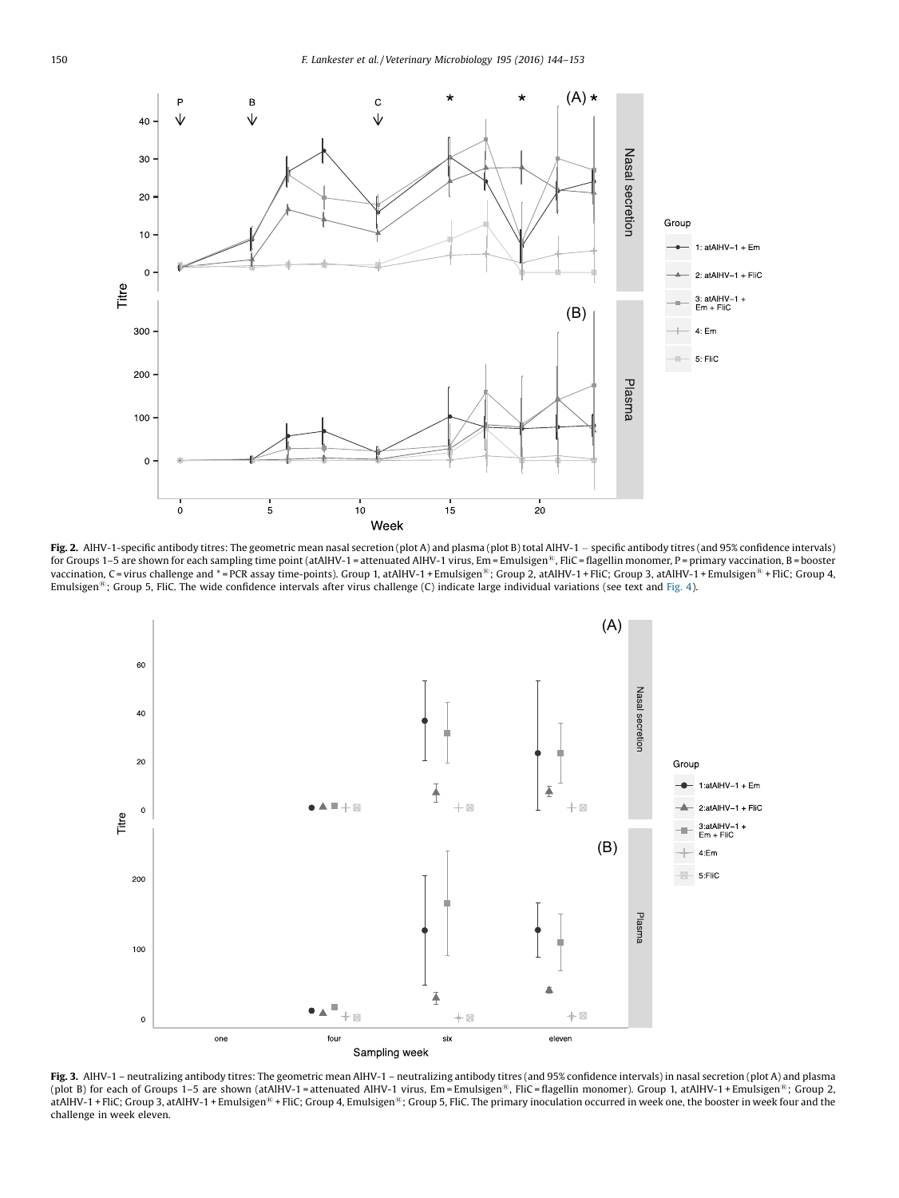**Fig. 2.** AlHV-1-specific antibody titres: The geometric mean nasal secretion (plot A) and plasma (plot B) total AlHV-1 – specific antibody titres (and 95% confidence intervals) for Groups 1–5 are shown for each sampling time point (atAlHV-1 = attenuated AlHV-1 virus, Em = Emulsigen®, FliC = flagellin monomer, P = primary vaccination, B = booster vaccination, C = virus challenge and * = PCR assay time-points). Group 1, atAlHV-1 + Emulsigen®; Group 2, atAlHV-1 + FliC; Group 3, atAlHV-1 + Emulsigen® + FliC; Group 4, Emulsigen®; Group 5, FliC. The wide confidence intervals after virus challenge (C) indicate large individual variations (see text and Fig. 4).

**Fig. 3.** AlHV-1 – neutralizing antibody titres: The geometric mean AlHV-1 – neutralizing antibody titres (and 95% confidence intervals) in nasal secretion (plot A) and plasma (plot B) for each of Groups 1–5 are shown (atAlHV-1 = attenuated AlHV-1 virus, Em = Emulsigen®, FliC = flagellin monomer). Group 1, atAlHV-1 + Emulsigen®; Group 2, atAlHV-1 + FliC; Group 3, atAlHV-1 + Emulsigen® + FliC; Group 4, Emulsigen®; Group 5, FliC. The primary inoculation occurred in week one, the booster in week four and the challenge in week eleven.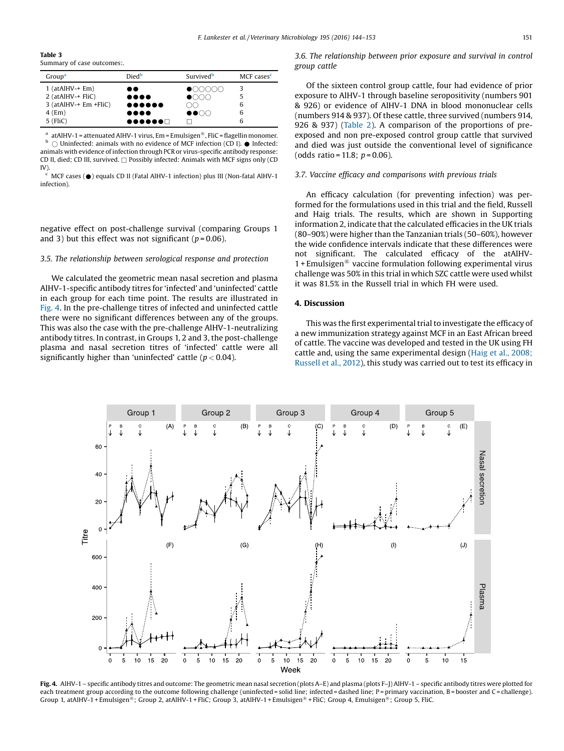**Table 3**
Summary of case outcomes:.

| Group[a] | Died[b] | Survived[b] | MCF cases[c] |
|---|---|---|---|
| 1 (atAlHV-+ Em) | ●● | ●○○○○○ | 3 |
| 2 (atAlHV-+ FliC) | ●●●● | ●○○○ | 5 |
| 3 (atAlHV-+ Em +FliC) | ●●●●●● | ○○ | 6 |
| 4 (Em) | ●●●● | ●●○○ | 6 |
| 5 (FliC) | ●●●●●●□ | □ | 6 |

[a] atAlHV-1 = attenuated AlHV-1 virus, Em = Emulsigen®, FliC = flagellin monomer.
[b] ○ Uninfected: animals with no evidence of MCF infection (CD I). ● Infected: animals with evidence of infection through PCR or virus-specific antibody response: CD II, died; CD III, survived. □ Possibly infected: Animals with MCF signs only (CD IV).
[c] MCF cases (●) equals CD II (Fatal AlHV-1 infection) plus III (Non-fatal AlHV-1 infection).

negative effect on post-challenge survival (comparing Groups 1 and 3) but this effect was not significant ($p = 0.06$).

### 3.5. The relationship between serological response and protection

We calculated the geometric mean nasal secretion and plasma AlHV-1-specific antibody titres for 'infected' and 'uninfected' cattle in each group for each time point. The results are illustrated in Fig. 4. In the pre-challenge titres of infected and uninfected cattle there were no significant differences between any of the groups. This was also the case with the pre-challenge AlHV-1-neutralizing antibody titres. In contrast, in Groups 1, 2 and 3, the post-challenge plasma and nasal secretion titres of 'infected' cattle were all significantly higher than 'uninfected' cattle ($p < 0.04$).

### 3.6. The relationship between prior exposure and survival in control group cattle

Of the sixteen control group cattle, four had evidence of prior exposure to AlHV-1 through baseline seropositivity (numbers 901 & 926) or evidence of AlHV-1 DNA in blood mononuclear cells (numbers 914 & 937). Of these cattle, three survived (numbers 914, 926 & 937) (Table 2). A comparison of the proportions of pre-exposed and non pre-exposed control group cattle that survived and died was just outside the conventional level of significance (odds ratio = 11.8; $p = 0.06$).

### 3.7. Vaccine efficacy and comparisons with previous trials

An efficacy calculation (for preventing infection) was performed for the formulations used in this trial and the field, Russell and Haig trials. The results, which are shown in Supporting information 2, indicate that the calculated efficacies in the UK trials (80–90%) were higher than the Tanzanian trials (50–60%), however the wide confidence intervals indicate that these differences were not significant. The calculated efficacy of the atAlHV-1 + Emulsigen® vaccine formulation following experimental virus challenge was 50% in this trial in which SZC cattle were used whilst it was 81.5% in the Russell trial in which FH were used.

## 4. Discussion

This was the first experimental trial to investigate the efficacy of a new immunization strategy against MCF in an East African breed of cattle. The vaccine was developed and tested in the UK using FH cattle and, using the same experimental design (Haig et al., 2008; Russell et al., 2012), this study was carried out to test its efficacy in

**Fig. 4.** AlHV-1 – specific antibody titres and outcome: The geometric mean nasal secretion (plots A–E) and plasma (plots F–J) AlHV-1 – specific antibody titres were plotted for each treatment group according to the outcome following challenge (uninfected = solid line; infected = dashed line; P = primary vaccination, B = booster and C = challenge). Group 1, atAlHV-1 + Emulsigen®; Group 2, atAlHV-1 + FliC; Group 3, atAlHV-1 + Emulsigen® + FliC; Group 4, Emulsigen®; Group 5, FliC.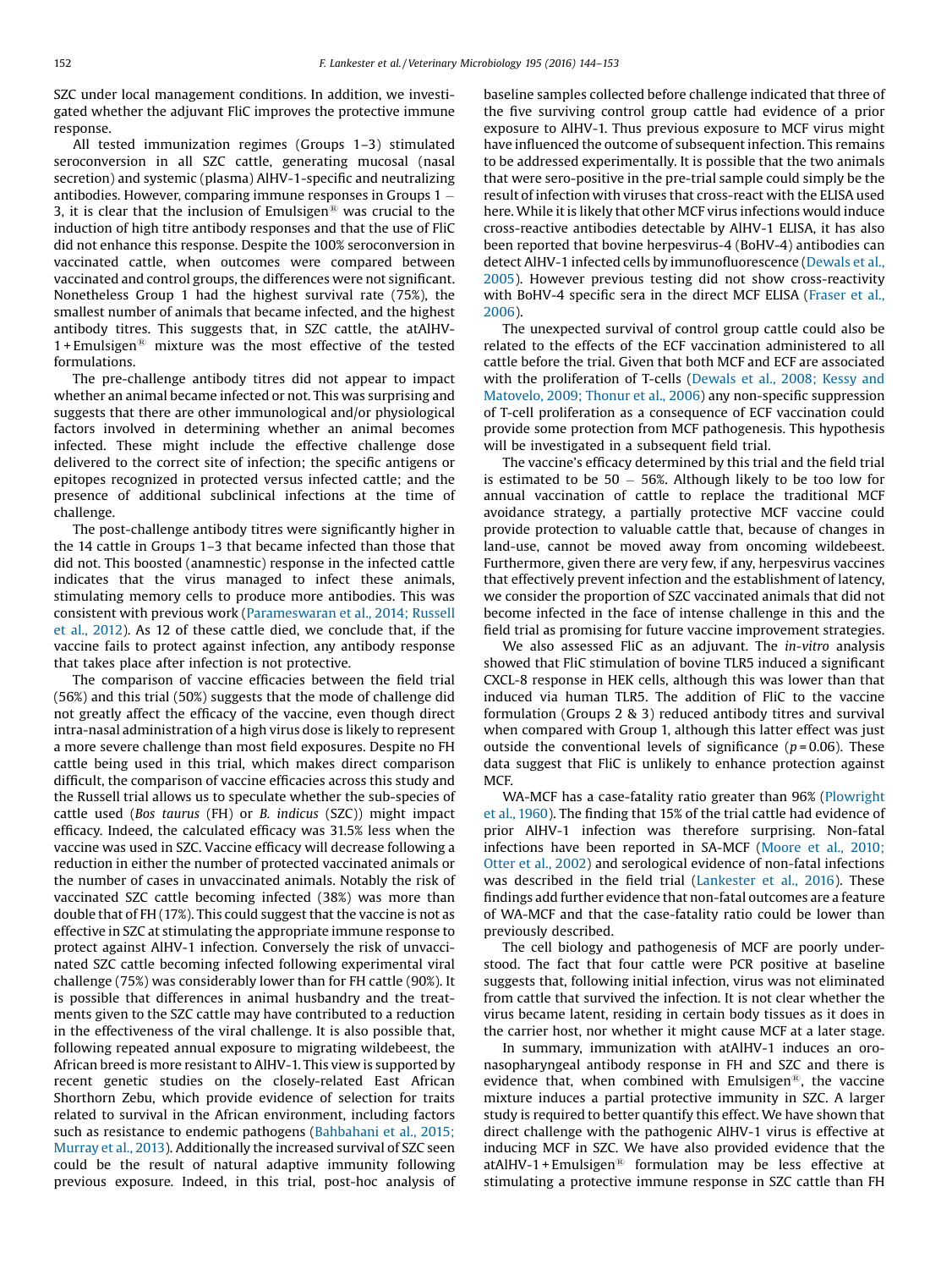SZC under local management conditions. In addition, we investigated whether the adjuvant FliC improves the protective immune response.

All tested immunization regimes (Groups 1–3) stimulated seroconversion in all SZC cattle, generating mucosal (nasal secretion) and systemic (plasma) AlHV-1-specific and neutralizing antibodies. However, comparing immune responses in Groups 1 – 3, it is clear that the inclusion of Emulsigen® was crucial to the induction of high titre antibody responses and that the use of FliC did not enhance this response. Despite the 100% seroconversion in vaccinated cattle, when outcomes were compared between vaccinated and control groups, the differences were not significant. Nonetheless Group 1 had the highest survival rate (75%), the smallest number of animals that became infected, and the highest antibody titres. This suggests that, in SZC cattle, the atAlHV-1 + Emulsigen® mixture was the most effective of the tested formulations.

The pre-challenge antibody titres did not appear to impact whether an animal became infected or not. This was surprising and suggests that there are other immunological and/or physiological factors involved in determining whether an animal becomes infected. These might include the effective challenge dose delivered to the correct site of infection; the specific antigens or epitopes recognized in protected versus infected cattle; and the presence of additional subclinical infections at the time of challenge.

The post-challenge antibody titres were significantly higher in the 14 cattle in Groups 1–3 that became infected than those that did not. This boosted (anamnestic) response in the infected cattle indicates that the virus managed to infect these animals, stimulating memory cells to produce more antibodies. This was consistent with previous work (Parameswaran et al., 2014; Russell et al., 2012). As 12 of these cattle died, we conclude that, if the vaccine fails to protect against infection, any antibody response that takes place after infection is not protective.

The comparison of vaccine efficacies between the field trial (56%) and this trial (50%) suggests that the mode of challenge did not greatly affect the efficacy of the vaccine, even though direct intra-nasal administration of a high virus dose is likely to represent a more severe challenge than most field exposures. Despite no FH cattle being used in this trial, which makes direct comparison difficult, the comparison of vaccine efficacies across this study and the Russell trial allows us to speculate whether the sub-species of cattle used (*Bos taurus* (FH) or *B. indicus* (SZC)) might impact efficacy. Indeed, the calculated efficacy was 31.5% less when the vaccine was used in SZC. Vaccine efficacy will decrease following a reduction in either the number of protected vaccinated animals or the number of cases in unvaccinated animals. Notably the risk of vaccinated SZC cattle becoming infected (38%) was more than double that of FH (17%). This could suggest that the vaccine is not as effective in SZC at stimulating the appropriate immune response to protect against AlHV-1 infection. Conversely the risk of unvaccinated SZC cattle becoming infected following experimental viral challenge (75%) was considerably lower than for FH cattle (90%). It is possible that differences in animal husbandry and the treatments given to the SZC cattle may have contributed to a reduction in the effectiveness of the viral challenge. It is also possible that, following repeated annual exposure to migrating wildebeest, the African breed is more resistant to AlHV-1. This view is supported by recent genetic studies on the closely-related East African Shorthorn Zebu, which provide evidence of selection for traits related to survival in the African environment, including factors such as resistance to endemic pathogens (Bahbahani et al., 2015; Murray et al., 2013). Additionally the increased survival of SZC seen could be the result of natural adaptive immunity following previous exposure. Indeed, in this trial, post-hoc analysis of baseline samples collected before challenge indicated that three of the five surviving control group cattle had evidence of a prior exposure to AlHV-1. Thus previous exposure to MCF virus might have influenced the outcome of subsequent infection. This remains to be addressed experimentally. It is possible that the two animals that were sero-positive in the pre-trial sample could simply be the result of infection with viruses that cross-react with the ELISA used here. While it is likely that other MCF virus infections would induce cross-reactive antibodies detectable by AlHV-1 ELISA, it has also been reported that bovine herpesvirus-4 (BoHV-4) antibodies can detect AlHV-1 infected cells by immunofluorescence (Dewals et al., 2005). However previous testing did not show cross-reactivity with BoHV-4 specific sera in the direct MCF ELISA (Fraser et al., 2006).

The unexpected survival of control group cattle could also be related to the effects of the ECF vaccination administered to all cattle before the trial. Given that both MCF and ECF are associated with the proliferation of T-cells (Dewals et al., 2008; Kessy and Matovelo, 2009; Thonur et al., 2006) any non-specific suppression of T-cell proliferation as a consequence of ECF vaccination could provide some protection from MCF pathogenesis. This hypothesis will be investigated in a subsequent field trial.

The vaccine's efficacy determined by this trial and the field trial is estimated to be 50 – 56%. Although likely to be too low for annual vaccination of cattle to replace the traditional MCF avoidance strategy, a partially protective MCF vaccine could provide protection to valuable cattle that, because of changes in land-use, cannot be moved away from oncoming wildebeest. Furthermore, given there are very few, if any, herpesvirus vaccines that effectively prevent infection and the establishment of latency, we consider the proportion of SZC vaccinated animals that did not become infected in the face of intense challenge in this and the field trial as promising for future vaccine improvement strategies.

We also assessed FliC as an adjuvant. The *in-vitro* analysis showed that FliC stimulation of bovine TLR5 induced a significant CXCL-8 response in HEK cells, although this was lower than that induced via human TLR5. The addition of FliC to the vaccine formulation (Groups 2 & 3) reduced antibody titres and survival when compared with Group 1, although this latter effect was just outside the conventional levels of significance ($p = 0.06$). These data suggest that FliC is unlikely to enhance protection against MCF.

WA-MCF has a case-fatality ratio greater than 96% (Plowright et al., 1960). The finding that 15% of the trial cattle had evidence of prior AlHV-1 infection was therefore surprising. Non-fatal infections have been reported in SA-MCF (Moore et al., 2010; Otter et al., 2002) and serological evidence of non-fatal infections was described in the field trial (Lankester et al., 2016). These findings add further evidence that non-fatal outcomes are a feature of WA-MCF and that the case-fatality ratio could be lower than previously described.

The cell biology and pathogenesis of MCF are poorly understood. The fact that four cattle were PCR positive at baseline suggests that, following initial infection, virus was not eliminated from cattle that survived the infection. It is not clear whether the virus became latent, residing in certain body tissues as it does in the carrier host, nor whether it might cause MCF at a later stage.

In summary, immunization with atAlHV-1 induces an oro-nasopharyngeal antibody response in FH and SZC and there is evidence that, when combined with Emulsigen®, the vaccine mixture induces a partial protective immunity in SZC. A larger study is required to better quantify this effect. We have shown that direct challenge with the pathogenic AlHV-1 virus is effective at inducing MCF in SZC. We have also provided evidence that the atAlHV-1 + Emulsigen® formulation may be less effective at stimulating a protective immune response in SZC cattle than FH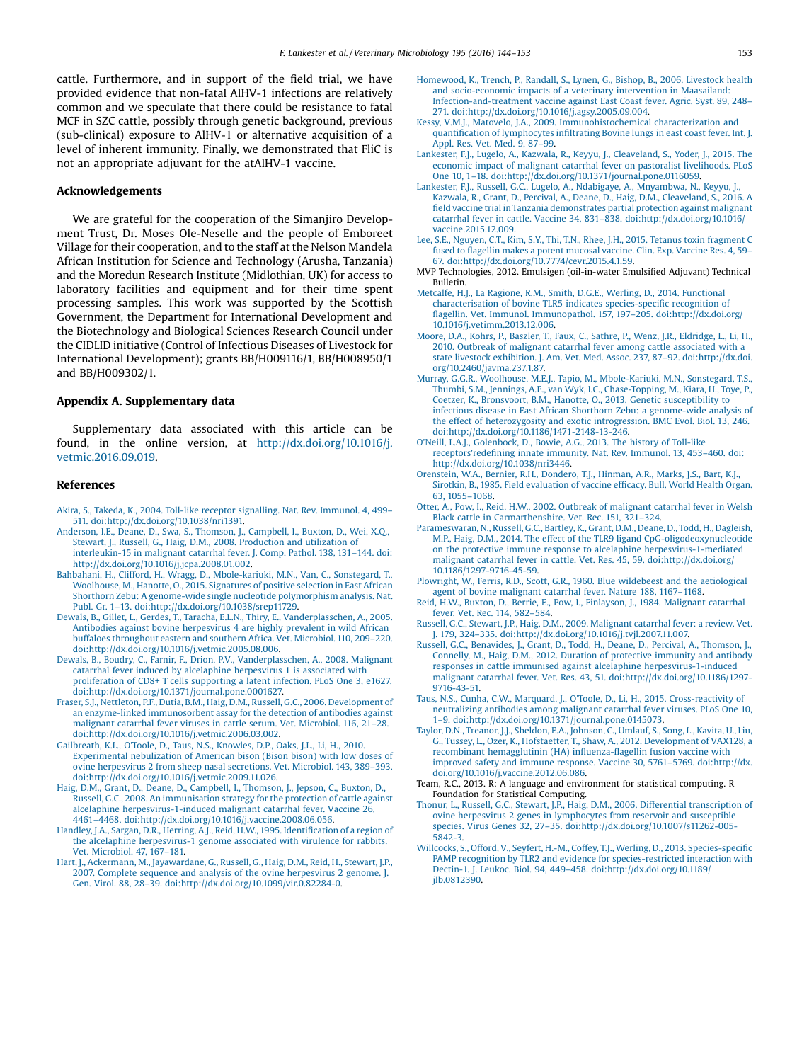cattle. Furthermore, and in support of the field trial, we have provided evidence that non-fatal AlHV-1 infections are relatively common and we speculate that there could be resistance to fatal MCF in SZC cattle, possibly through genetic background, previous (sub-clinical) exposure to AlHV-1 or alternative acquisition of a level of inherent immunity. Finally, we demonstrated that FliC is not an appropriate adjuvant for the atAlHV-1 vaccine.

## Acknowledgements

We are grateful for the cooperation of the Simanjiro Development Trust, Dr. Moses Ole-Neselle and the people of Emboreet Village for their cooperation, and to the staff at the Nelson Mandela African Institution for Science and Technology (Arusha, Tanzania) and the Moredun Research Institute (Midlothian, UK) for access to laboratory facilities and equipment and for their time spent processing samples. This work was supported by the Scottish Government, the Department for International Development and the Biotechnology and Biological Sciences Research Council under the CIDLID initiative (Control of Infectious Diseases of Livestock for International Development); grants BB/H009116/1, BB/H008950/1 and BB/H009302/1.

## Appendix A. Supplementary data

Supplementary data associated with this article can be found, in the online version, at http://dx.doi.org/10.1016/j.vetmic.2016.09.019.

## References

Akira, S., Takeda, K., 2004. Toll-like receptor signalling. Nat. Rev. Immunol. 4, 499–511. doi:http://dx.doi.org/10.1038/nri1391.

Anderson, I.E., Deane, D., Swa, S., Thomson, J., Campbell, I., Buxton, D., Wei, X.Q., Stewart, J., Russell, G., Haig, D.M., 2008. Production and utilization of interleukin-15 in malignant catarrhal fever. J. Comp. Pathol. 138, 131–144. doi:http://dx.doi.org/10.1016/j.jcpa.2008.01.002.

Bahbahani, H., Clifford, H., Wragg, D., Mbole-kariuki, M.N., Van, C., Sonstegard, T., Woolhouse, M., Hanotte, O., 2015. Signatures of positive selection in East African Shorthorn Zebu: A genome-wide single nucleotide polymorphism analysis. Nat. Publ. Gr. 1–13. doi:http://dx.doi.org/10.1038/srep11729.

Dewals, B., Gillet, L., Gerdes, T., Taracha, E.L.N., Thiry, E., Vanderplasschen, A., 2005. Antibodies against bovine herpesvirus 4 are highly prevalent in wild African buffaloes throughout eastern and southern Africa. Vet. Microbiol. 110, 209–220. doi:http://dx.doi.org/10.1016/j.vetmic.2005.08.006.

Dewals, B., Boudry, C., Farnir, F., Drion, P.V., Vanderplasschen, A., 2008. Malignant catarrhal fever induced by alcelaphine herpesvirus 1 is associated with proliferation of CD8+ T cells supporting a latent infection. PLoS One 3, e1627. doi:http://dx.doi.org/10.1371/journal.pone.0001627.

Fraser, S.J., Nettleton, P.F., Dutia, B.M., Haig, D.M., Russell, G.C., 2006. Development of an enzyme-linked immunosorbent assay for the detection of antibodies against malignant catarrhal fever viruses in cattle serum. Vet. Microbiol. 116, 21–28. doi:http://dx.doi.org/10.1016/j.vetmic.2006.03.002.

Gailbreath, K.L., O'Toole, D., Taus, N.S., Knowles, D.P., Oaks, J.L., Li, H., 2010. Experimental nebulization of American bison (Bison bison) with low doses of ovine herpesvirus 2 from sheep nasal secretions. Vet. Microbiol. 143, 389–393. doi:http://dx.doi.org/10.1016/j.vetmic.2009.11.026.

Haig, D.M., Grant, D., Deane, D., Campbell, I., Thomson, J., Jepson, C., Buxton, D., Russell, G.C., 2008. An immunisation strategy for the protection of cattle against alcelaphine herpesvirus-1-induced malignant catarrhal fever. Vaccine 26, 4461–4468. doi:http://dx.doi.org/10.1016/j.vaccine.2008.06.056.

Handley, J.A., Sargan, D.R., Herring, A.J., Reid, H.W., 1995. Identification of a region of the alcelaphine herpesvirus-1 genome associated with virulence for rabbits. Vet. Microbiol. 47, 167–181.

Hart, J., Ackermann, M., Jayawardane, G., Russell, G., Haig, D.M., Reid, H., Stewart, J.P., 2007. Complete sequence and analysis of the ovine herpesvirus 2 genome. J. Gen. Virol. 88, 28–39. doi:http://dx.doi.org/10.1099/vir.0.82284-0.

Homewood, K., Trench, P., Randall, S., Lynen, G., Bishop, B., 2006. Livestock health and socio-economic impacts of a veterinary intervention in Maasailand: Infection-and-treatment vaccine against East Coast fever. Agric. Syst. 89, 248–271. doi:http://dx.doi.org/10.1016/j.agsy.2005.09.004.

Kessy, V.M.J., Matovelo, J.A., 2009. Immunohistochemical characterization and quantification of lymphocytes infiltrating Bovine lungs in east coast fever. Int. J. Appl. Res. Vet. Med. 9, 87–99.

Lankester, F.J., Lugelo, A., Kazwala, R., Keyyu, J., Cleaveland, S., Yoder, J., 2015. The economic impact of malignant catarrhal fever on pastoralist livelihoods. PLoS One 10, 1–18. doi:http://dx.doi.org/10.1371/journal.pone.0116059.

Lankester, F.J., Russell, G.C., Lugelo, A., Ndabigaye, A., Mnyambwa, N., Keyyu, J., Kazwala, R., Grant, D., Percival, A., Deane, D., Haig, D.M., Cleaveland, S., 2016. A field vaccine trial in Tanzania demonstrates partial protection against malignant catarrhal fever in cattle. Vaccine 34, 831–838. doi:http://dx.doi.org/10.1016/vaccine.2015.12.009.

Lee, S.E., Nguyen, C.T., Kim, S.Y., Thi, T.N., Rhee, J.H., 2015. Tetanus toxin fragment C fused to flagellin makes a potent mucosal vaccine. Clin. Exp. Vaccine Res. 4, 59–67. doi:http://dx.doi.org/10.7774/cevr.2015.4.1.59.

MVP Technologies, 2012. Emulsigen (oil-in-water Emulsified Adjuvant) Technical Bulletin.

Metcalfe, H.J., La Ragione, R.M., Smith, D.G.E., Werling, D., 2014. Functional characterisation of bovine TLR5 indicates species-specific recognition of flagellin. Vet. Immunol. Immunopathol. 157, 197–205. doi:http://dx.doi.org/10.1016/j.vetimm.2013.12.006.

Moore, D.A., Kohrs, P., Baszler, T., Faux, C., Sathre, P., Wenz, J.R., Eldridge, L., Li, H., 2010. Outbreak of malignant catarrhal fever among cattle associated with a state livestock exhibition. J. Am. Vet. Med. Assoc. 237, 87–92. doi:http://dx.doi.org/10.2460/javma.237.1.87.

Murray, G.G.R., Woolhouse, M.E.J., Tapio, M., Mbole-Kariuki, M.N., Sonstegard, T.S., Thumbi, S.M., Jennings, A.E., van Wyk, I.C., Chase-Topping, M., Kiara, H., Toye, P., Coetzer, K., Bronsvoort, B.M., Hanotte, O., 2013. Genetic susceptibility to infectious disease in East African Shorthorn Zebu: a genome-wide analysis of the effect of heterozygosity and exotic introgression. BMC Evol. Biol. 13, 246. doi:http://dx.doi.org/10.1186/1471-2148-13-246.

O'Neill, L.A.J., Golenbock, D., Bowie, A.G., 2013. The history of Toll-like receptors'redefining innate immunity. Nat. Rev. Immunol. 13, 453–460. doi:http://dx.doi.org/10.1038/nri3446.

Orenstein, W.A., Bernier, R.H., Dondero, T.J., Hinman, A.R., Marks, J.S., Bart, K.J., Sirotkin, B., 1985. Field evaluation of vaccine efficacy. Bull. World Health Organ. 63, 1055–1068.

Otter, A., Pow, I., Reid, H.W., 2002. Outbreak of malignant catarrhal fever in Welsh Black cattle in Carmarthenshire. Vet. Rec. 151, 321–324.

Parameswaran, N., Russell, G.C., Bartley, K., Grant, D.M., Deane, D., Todd, H., Dagleish, M.P., Haig, D.M., 2014. The effect of the TLR9 ligand CpG-oligodeoxynucleotide on the protective immune response to alcelaphine herpesvirus-1-mediated malignant catarrhal fever in cattle. Vet. Res. 45, 59. doi:http://dx.doi.org/10.1186/1297-9716-45-59.

Plowright, W., Ferris, R.D., Scott, G.R., 1960. Blue wildebeest and the aetiological agent of bovine malignant catarrhal fever. Nature 188, 1167–1168.

Reid, H.W., Buxton, D., Berrie, E., Pow, I., Finlayson, J., 1984. Malignant catarrhal fever. Vet. Rec. 114, 582–584.

Russell, G.C., Stewart, J.P., Haig, D.M., 2009. Malignant catarrhal fever: a review. Vet. J. 179, 324–335. doi:http://dx.doi.org/10.1016/j.tvjl.2007.11.007.

Russell, G.C., Benavides, J., Grant, D., Todd, H., Deane, D., Percival, A., Thomson, J., Connelly, M., Haig, D.M., 2012. Duration of protective immunity and antibody responses in cattle immunised against alcelaphine herpesvirus-1-induced malignant catarrhal fever. Vet. Res. 43, 51. doi:http://dx.doi.org/10.1186/1297-9716-43-51.

Taus, N.S., Cunha, C.W., Marquard, J., O'Toole, D., Li, H., 2015. Cross-reactivity of neutralizing antibodies among malignant catarrhal fever viruses. PLoS One 10, 1–9. doi:http://dx.doi.org/10.1371/journal.pone.0145073.

Taylor, D.N., Treanor, J.J., Sheldon, E.A., Johnson, C., Umlauf, S., Song, L., Kavita, U., Liu, G., Tussey, L., Ozer, K., Hofstaetter, T., Shaw, A., 2012. Development of VAX128, a recombinant hemagglutinin (HA) influenza-flagellin fusion vaccine with improved safety and immune response. Vaccine 30, 5761–5769. doi:http://dx.doi.org/10.1016/j.vaccine.2012.06.086.

Team, R.C., 2013. R: A language and environment for statistical computing. R Foundation for Statistical Computing.

Thonur, L., Russell, G.C., Stewart, J.P., Haig, D.M., 2006. Differential transcription of ovine herpesvirus 2 genes in lymphocytes from reservoir and susceptible species. Virus Genes 32, 27–35. doi:http://dx.doi.org/10.1007/s11262-005-5842-3.

Willcocks, S., Offord, V., Seyfert, H.-M., Coffey, T.J., Werling, D., 2013. Species-specific PAMP recognition by TLR2 and evidence for species-restricted interaction with Dectin-1. J. Leukoc. Biol. 94, 449–458. doi:http://dx.doi.org/10.1189/jlb.0812390.